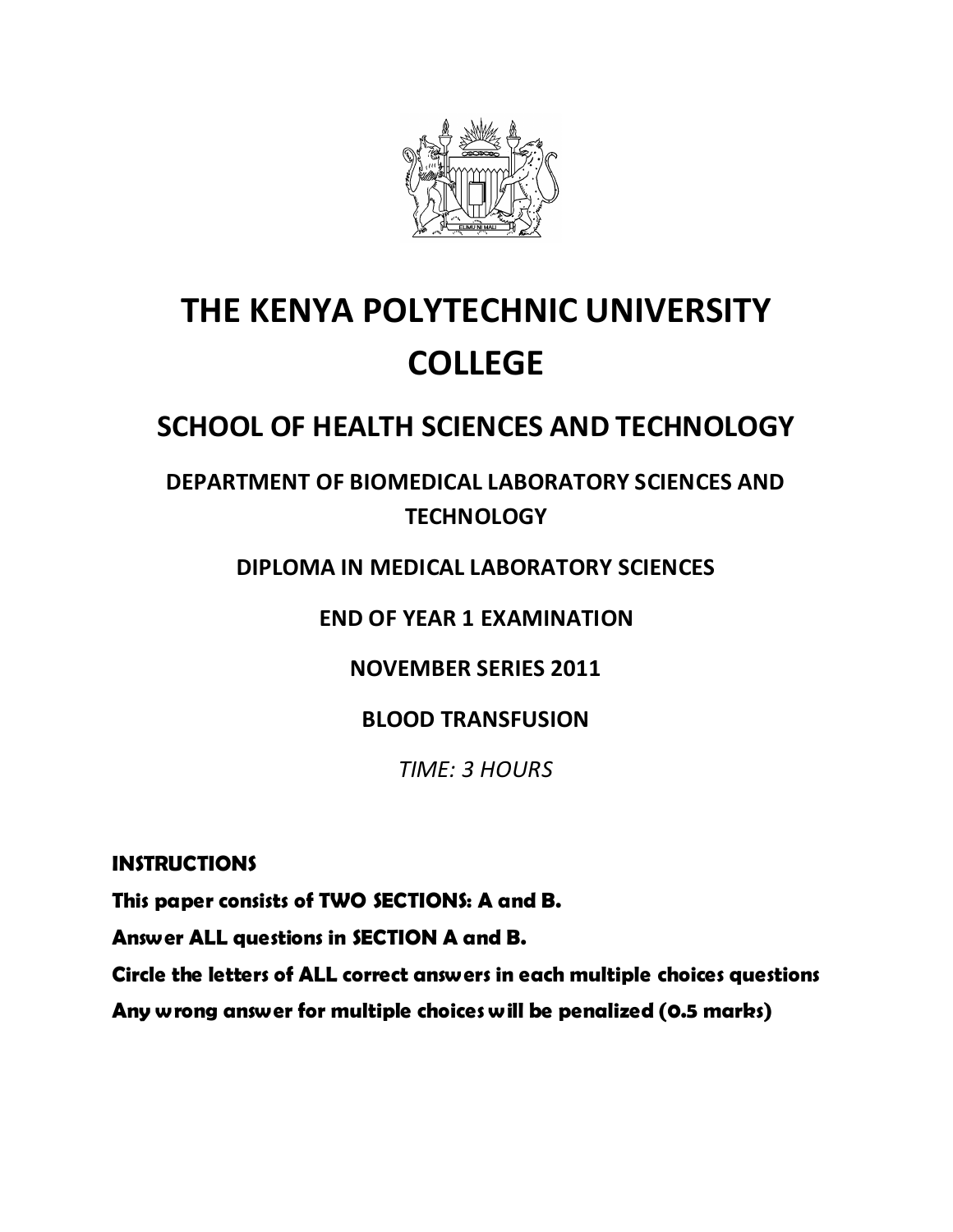# THE KENYA POLYTECHNIC UNIVERSITY COLLEGE

## SCHOOL OF HEALTH SCIENCES AND TECHNOLOGY

### DEPARTMENT OF BIOMEDICAL LABORATORY SCIENCES AND TECHNOLOGY

### DIPLOMA IN MEDICAL LABORATORY SCIENCES

### END OF YEAR 1 EXAMINATION

### NOVEMBER SERIES 2011

### BLOOD TRANSFUSION

*TIME: 3 HOURS*

**INSTRUCTIONS**

**This paper consists of TWO SECTIONS: A and B.**

**Answer ALL questions in SECTION A and B.**

**Circle the letters of ALL correct answers in each multiple choices questions**

**Any wrong answer for multiple choices will be penalized (0.5 marks)**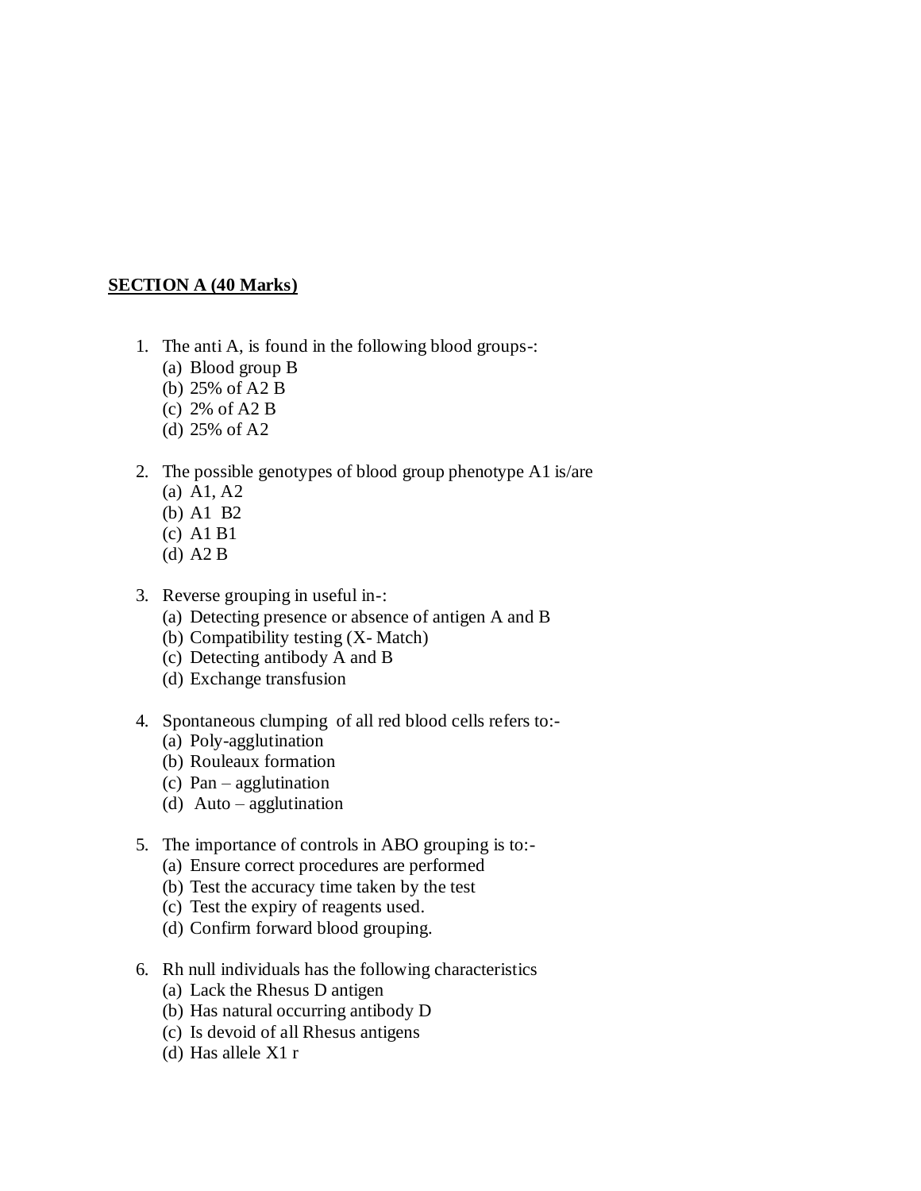**SECTION A (40 Marks)**

1. The anti A, is found in the following blood groups-:
   (a) Blood group B
   (b) 25% of A2 B
   (c) 2% of A2 B
   (d) 25% of A2

2. The possible genotypes of blood group phenotype A1 is/are
   (a) A1, A2
   (b) A1 B2
   (c) A1 B1
   (d) A2 B

3. Reverse grouping in useful in-:
   (a) Detecting presence or absence of antigen A and B
   (b) Compatibility testing (X- Match)
   (c) Detecting antibody A and B
   (d) Exchange transfusion

4. Spontaneous clumping of all red blood cells refers to:-
   (a) Poly-agglutination
   (b) Rouleaux formation
   (c) Pan – agglutination
   (d) Auto – agglutination

5. The importance of controls in ABO grouping is to:-
   (a) Ensure correct procedures are performed
   (b) Test the accuracy time taken by the test
   (c) Test the expiry of reagents used.
   (d) Confirm forward blood grouping.

6. Rh null individuals has the following characteristics
   (a) Lack the Rhesus D antigen
   (b) Has natural occurring antibody D
   (c) Is devoid of all Rhesus antigens
   (d) Has allele X1 r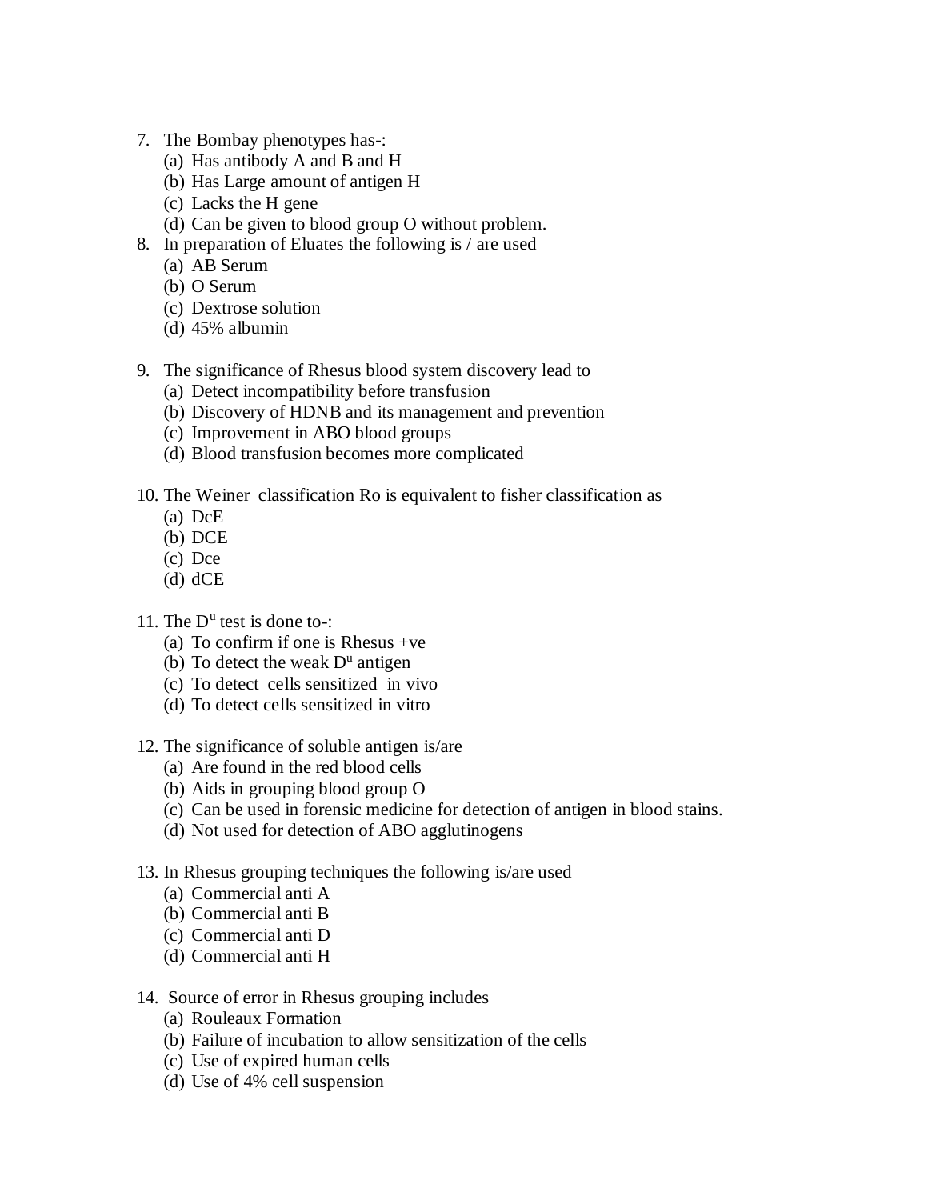7. The Bombay phenotypes has-:
   (a) Has antibody A and B and H
   (b) Has Large amount of antigen H
   (c) Lacks the H gene
   (d) Can be given to blood group O without problem.
8. In preparation of Eluates the following is / are used
   (a) AB Serum
   (b) O Serum
   (c) Dextrose solution
   (d) 45% albumin

9. The significance of Rhesus blood system discovery lead to
   (a) Detect incompatibility before transfusion
   (b) Discovery of HDNB and its management and prevention
   (c) Improvement in ABO blood groups
   (d) Blood transfusion becomes more complicated

10. The Weiner classification Ro is equivalent to fisher classification as
    (a) DcE
    (b) DCE
    (c) Dce
    (d) dCE

11. The $D^u$ test is done to-:
    (a) To confirm if one is Rhesus +ve
    (b) To detect the weak $D^u$ antigen
    (c) To detect cells sensitized in vivo
    (d) To detect cells sensitized in vitro

12. The significance of soluble antigen is/are
    (a) Are found in the red blood cells
    (b) Aids in grouping blood group O
    (c) Can be used in forensic medicine for detection of antigen in blood stains.
    (d) Not used for detection of ABO agglutinogens

13. In Rhesus grouping techniques the following is/are used
    (a) Commercial anti A
    (b) Commercial anti B
    (c) Commercial anti D
    (d) Commercial anti H

14. Source of error in Rhesus grouping includes
    (a) Rouleaux Formation
    (b) Failure of incubation to allow sensitization of the cells
    (c) Use of expired human cells
    (d) Use of 4% cell suspension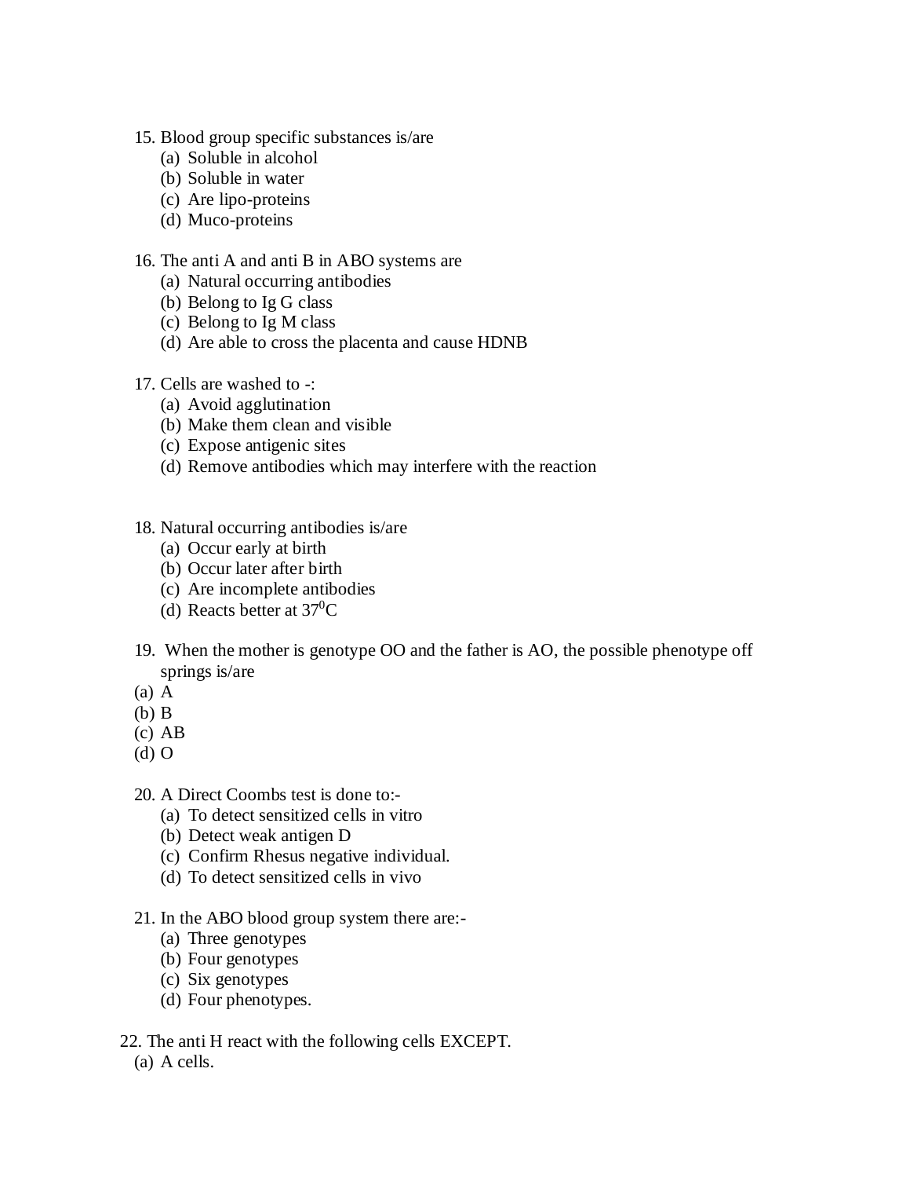15. Blood group specific substances is/are
    (a) Soluble in alcohol
    (b) Soluble in water
    (c) Are lipo-proteins
    (d) Muco-proteins

16. The anti A and anti B in ABO systems are
    (a) Natural occurring antibodies
    (b) Belong to Ig G class
    (c) Belong to Ig M class
    (d) Are able to cross the placenta and cause HDNB

17. Cells are washed to -:
    (a) Avoid agglutination
    (b) Make them clean and visible
    (c) Expose antigenic sites
    (d) Remove antibodies which may interfere with the reaction

18. Natural occurring antibodies is/are
    (a) Occur early at birth
    (b) Occur later after birth
    (c) Are incomplete antibodies
    (d) Reacts better at $37^0$C

19. When the mother is genotype OO and the father is AO, the possible phenotype off springs is/are

(a) A
(b) B
(c) AB
(d) O

20. A Direct Coombs test is done to:-
    (a) To detect sensitized cells in vitro
    (b) Detect weak antigen D
    (c) Confirm Rhesus negative individual.
    (d) To detect sensitized cells in vivo

21. In the ABO blood group system there are:-
    (a) Three genotypes
    (b) Four genotypes
    (c) Six genotypes
    (d) Four phenotypes.

22. The anti H react with the following cells EXCEPT.

(a) A cells.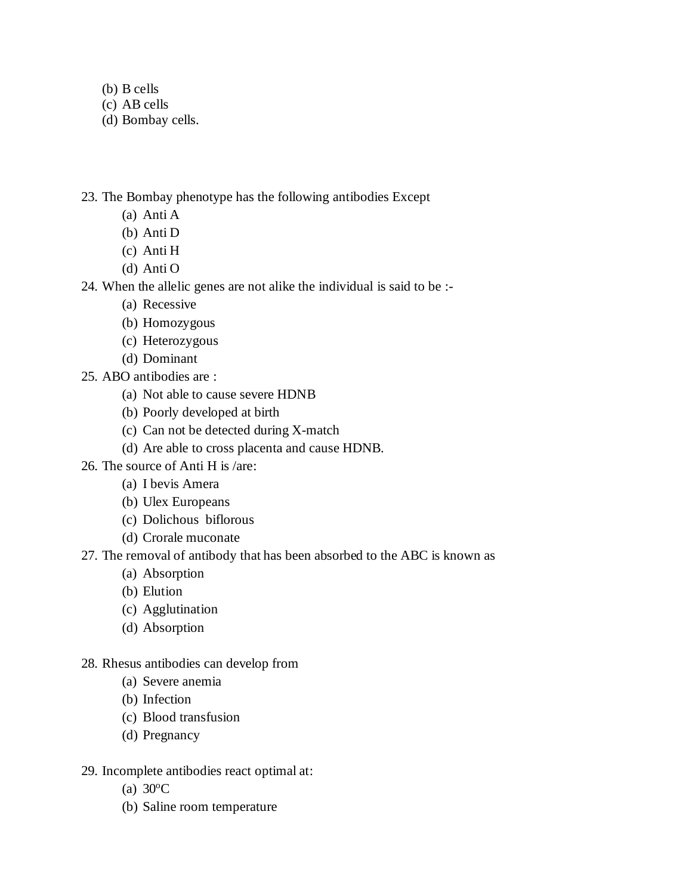(b) B cells
(c) AB cells
(d) Bombay cells.

23. The Bombay phenotype has the following antibodies Except
    (a) Anti A
    (b) Anti D
    (c) Anti H
    (d) Anti O
24. When the allelic genes are not alike the individual is said to be :-
    (a) Recessive
    (b) Homozygous
    (c) Heterozygous
    (d) Dominant
25. ABO antibodies are :
    (a) Not able to cause severe HDNB
    (b) Poorly developed at birth
    (c) Can not be detected during X-match
    (d) Are able to cross placenta and cause HDNB.
26. The source of Anti H is /are:
    (a) I bevis Amera
    (b) Ulex Europeans
    (c) Dolichous biflorous
    (d) Crorale muconate
27. The removal of antibody that has been absorbed to the ABC is known as
    (a) Absorption
    (b) Elution
    (c) Agglutination
    (d) Absorption

28. Rhesus antibodies can develop from
    (a) Severe anemia
    (b) Infection
    (c) Blood transfusion
    (d) Pregnancy

29. Incomplete antibodies react optimal at:
    (a) 30ºC
    (b) Saline room temperature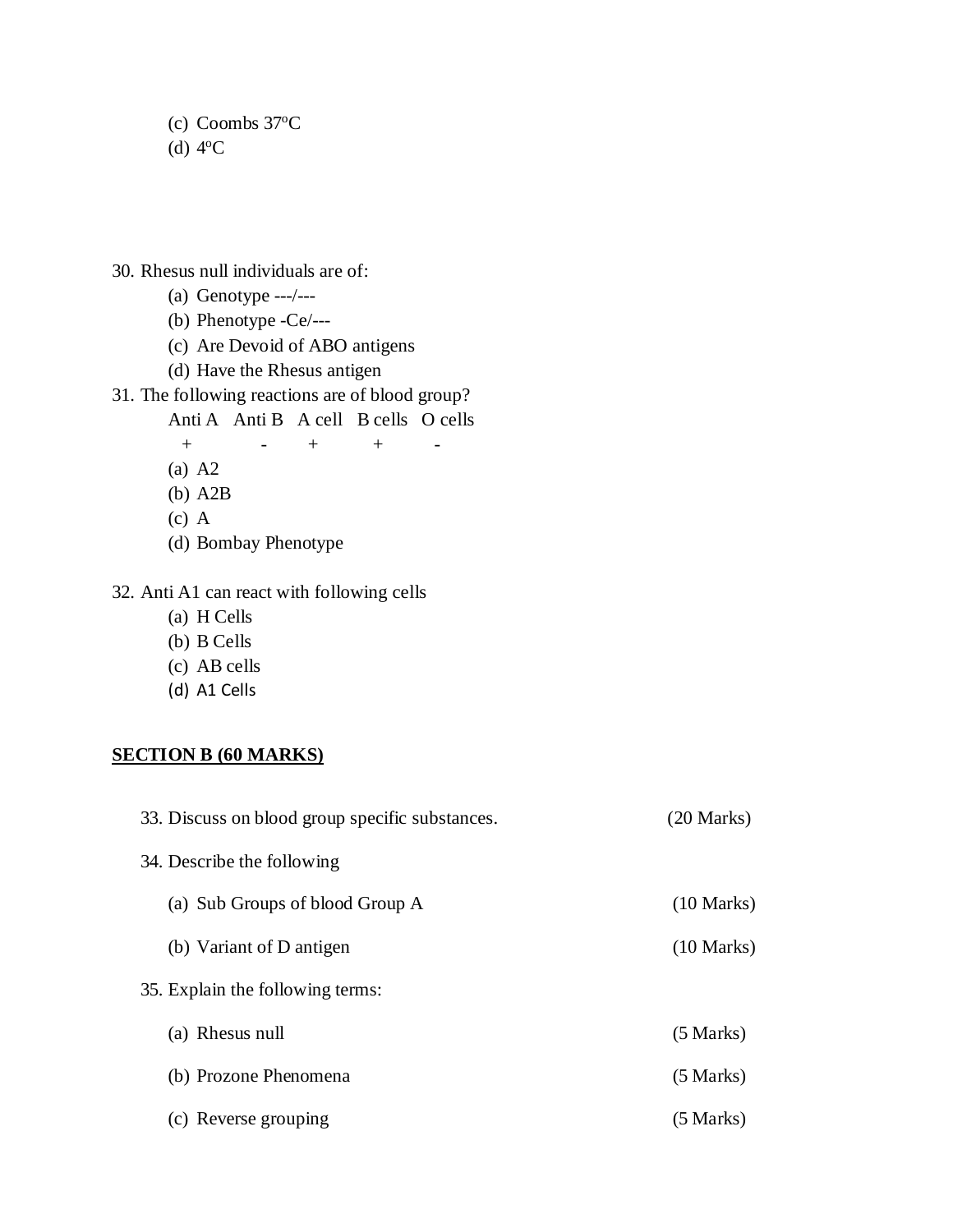(c) Coombs 37ºC
(d) 4ºC

30. Rhesus null individuals are of:
    (a) Genotype ---/---
    (b) Phenotype -Ce/---
    (c) Are Devoid of ABO antigens
    (d) Have the Rhesus antigen
31. The following reactions are of blood group?

| Anti A | Anti B | A cell | B cells | O cells |
|---|---|---|---|---|
| + | - | + | + | - |

    (a) A2
    (b) A2B
    (c) A
    (d) Bombay Phenotype

32. Anti A1 can react with following cells
    (a) H Cells
    (b) B Cells
    (c) AB cells
    (d) A1 Cells

**SECTION B (60 MARKS)**

33. Discuss on blood group specific substances. (20 Marks)

34. Describe the following

    (a) Sub Groups of blood Group A (10 Marks)

    (b) Variant of D antigen (10 Marks)

35. Explain the following terms:

    (a) Rhesus null (5 Marks)

    (b) Prozone Phenomena (5 Marks)

    (c) Reverse grouping (5 Marks)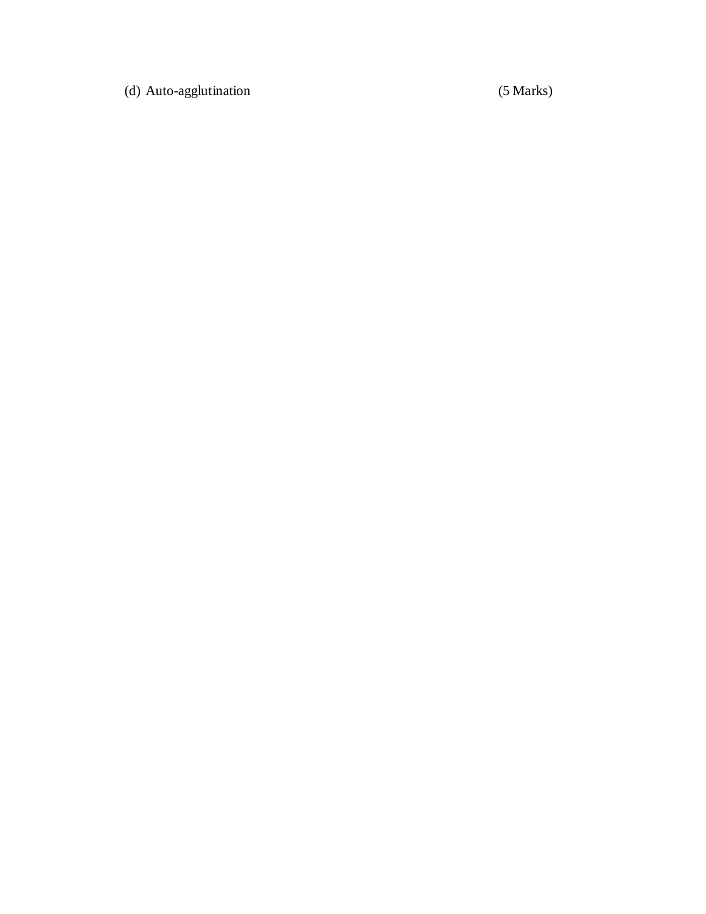(d) Auto-agglutination (5 Marks)